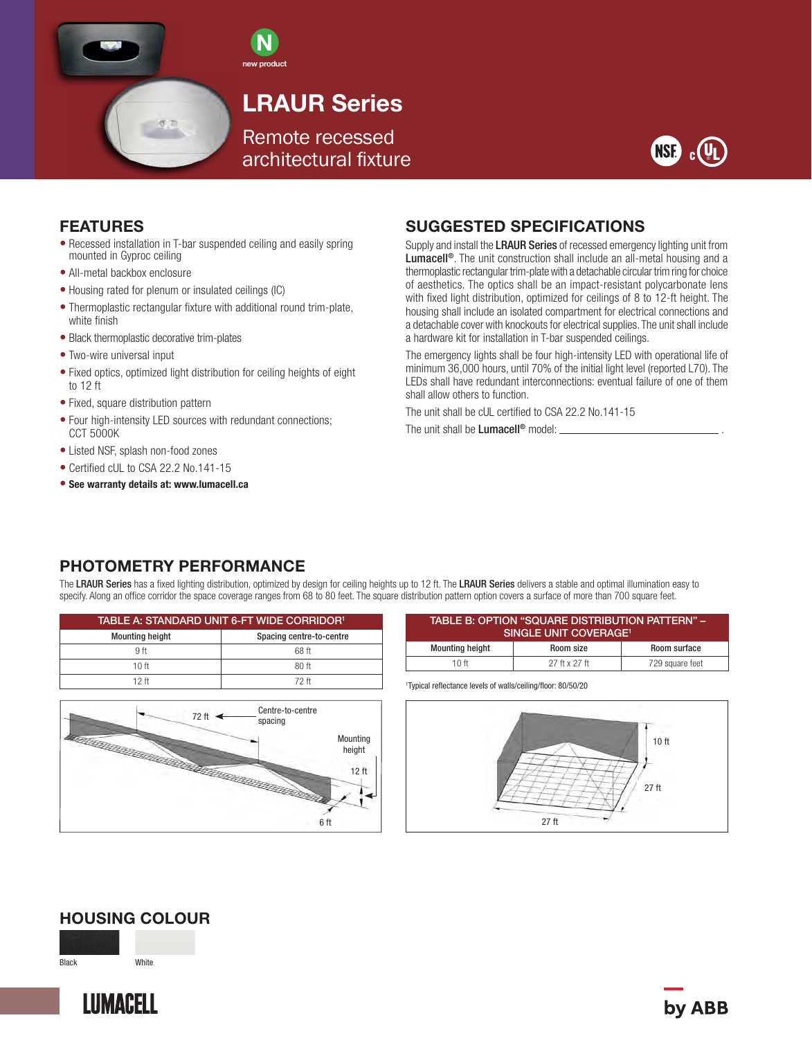new product

# LRAUR Series

Remote recessed architectural fixture

## FEATURES

- Recessed installation in T-bar suspended ceiling and easily spring mounted in Gyproc ceiling
- All-metal backbox enclosure
- Housing rated for plenum or insulated ceilings (IC)
- Thermoplastic rectangular fixture with additional round trim-plate, white finish
- Black thermoplastic decorative trim-plates
- Two-wire universal input
- Fixed optics, optimized light distribution for ceiling heights of eight to 12 ft
- Fixed, square distribution pattern
- Four high-intensity LED sources with redundant connections; CCT 5000K
- Listed NSF, splash non-food zones
- Certified cUL to CSA 22.2 No.141-15
- **See warranty details at: www.lumacell.ca**

## SUGGESTED SPECIFICATIONS

Supply and install the **LRAUR Series** of recessed emergency lighting unit from **Lumacell®**. The unit construction shall include an all-metal housing and a thermoplastic rectangular trim-plate with a detachable circular trim ring for choice of aesthetics. The optics shall be an impact-resistant polycarbonate lens with fixed light distribution, optimized for ceilings of 8 to 12-ft height. The housing shall include an isolated compartment for electrical connections and a detachable cover with knockouts for electrical supplies. The unit shall include a hardware kit for installation in T-bar suspended ceilings.

The emergency lights shall be four high-intensity LED with operational life of minimum 36,000 hours, until 70% of the initial light level (reported L70). The LEDs shall have redundant interconnections: eventual failure of one of them shall allow others to function.

The unit shall be cUL certified to CSA 22.2 No.141-15

The unit shall be **Lumacell®** model: ______________________________ .

## PHOTOMETRY PERFORMANCE

The **LRAUR Series** has a fixed lighting distribution, optimized by design for ceiling heights up to 12 ft. The **LRAUR Series** delivers a stable and optimal illumination easy to specify. Along an office corridor the space coverage ranges from 68 to 80 feet. The square distribution pattern option covers a surface of more than 700 square feet.

**TABLE A: STANDARD UNIT 6-FT WIDE CORRIDOR[1]**

| Mounting height | Spacing centre-to-centre |
|---|---|
| 9 ft | 68 ft |
| 10 ft | 80 ft |
| 12 ft | 72 ft |

72 ft — Centre-to-centre spacing; Mounting height 12 ft; 6 ft

**TABLE B: OPTION "SQUARE DISTRIBUTION PATTERN" – SINGLE UNIT COVERAGE[1]**

| Mounting height | Room size | Room surface |
|---|---|---|
| 10 ft | 27 ft x 27 ft | 729 square feet |

[1]Typical reflectance levels of walls/ceiling/floor: 80/50/20

10 ft; 27 ft; 27 ft

## HOUSING COLOUR

Black

White

LUMACELL by ABB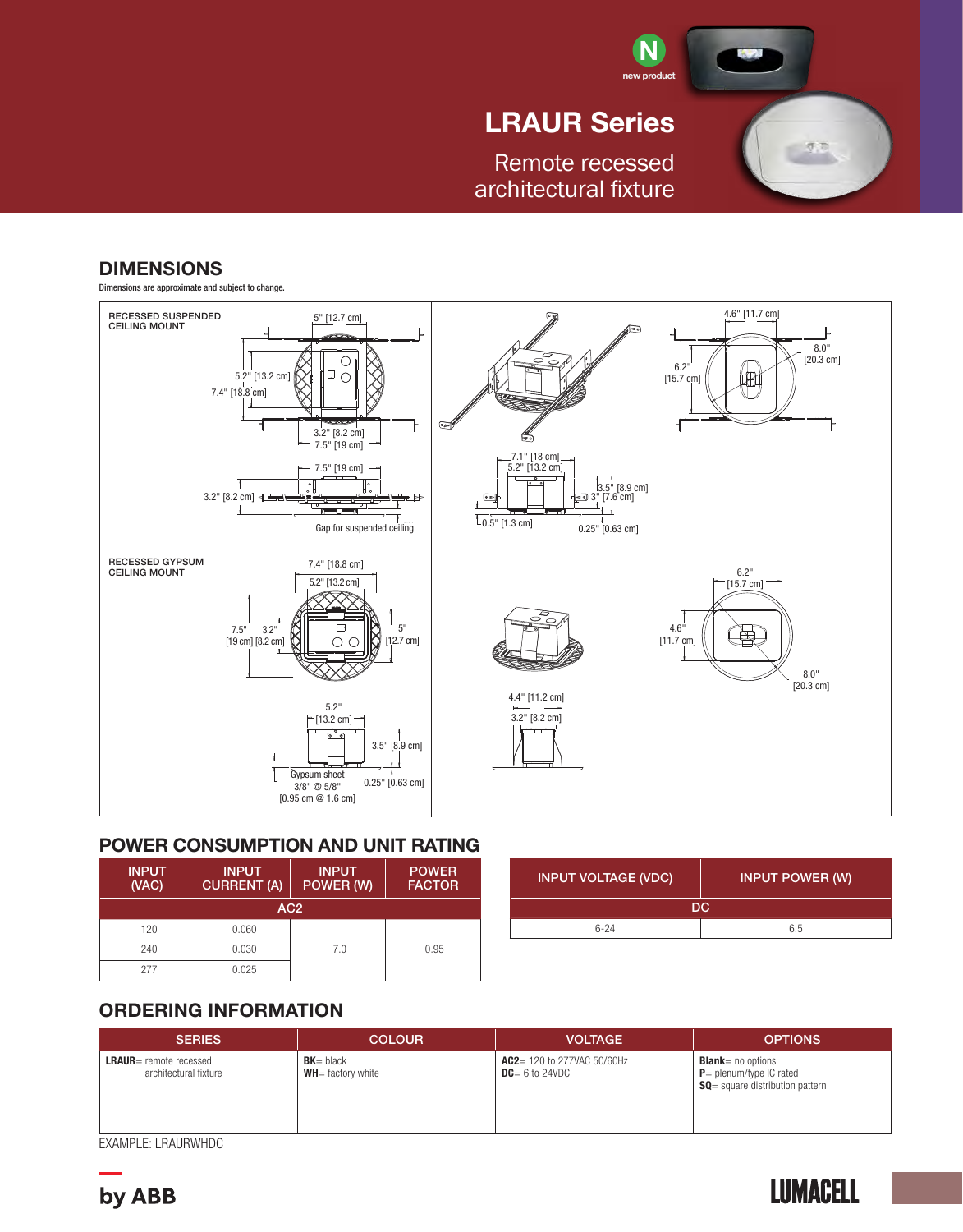new product

# LRAUR Series

Remote recessed architectural fixture

## DIMENSIONS

Dimensions are approximate and subject to change.

RECESSED SUSPENDED CEILING MOUNT

5" [12.7 cm]
5.2" [13.2 cm]
7.4" [18.8 cm]
3.2" [8.2 cm]
7.5" [19 cm]
7.5" [19 cm]
3.2" [8.2 cm]
Gap for suspended ceiling

7.1" [18 cm]
5.2" [13.2 cm]
3.5" [8.9 cm]
3" [7.6 cm]
0.5" [1.3 cm]
0.25" [0.63 cm]

4.6" [11.7 cm]
8.0" [20.3 cm]
6.2" [15.7 cm]

RECESSED GYPSUM CEILING MOUNT

7.4" [18.8 cm]
5.2" [13.2 cm]
7.5" [19 cm]
3.2" [8.2 cm]
5" [12.7 cm]
5.2" [13.2 cm]
3.5" [8.9 cm]
Gypsum sheet 3/8" @ 5/8" [0.95 cm @ 1.6 cm]
0.25" [0.63 cm]

4.4" [11.2 cm]
3.2" [8.2 cm]

6.2" [15.7 cm]
4.6" [11.7 cm]
8.0" [20.3 cm]

## POWER CONSUMPTION AND UNIT RATING

| INPUT (VAC) | INPUT CURRENT (A) | INPUT POWER (W) | POWER FACTOR |
|---|---|---|---|
| AC2 | | | |
| 120 | 0.060 | 7.0 | 0.95 |
| 240 | 0.030 | | |
| 277 | 0.025 | | |

| INPUT VOLTAGE (VDC) | INPUT POWER (W) |
|---|---|
| DC | |
| 6-24 | 6.5 |

## ORDERING INFORMATION

| SERIES | COLOUR | VOLTAGE | OPTIONS |
|---|---|---|---|
| **LRAUR**= remote recessed architectural fixture | **BK**= black<br>**WH**= factory white | **AC2**= 120 to 277VAC 50/60Hz<br>**DC**= 6 to 24VDC | **Blank**= no options<br>**P**= plenum/type IC rated<br>**SQ**= square distribution pattern |

EXAMPLE: LRAURWHDC

by ABB

LUMACELL